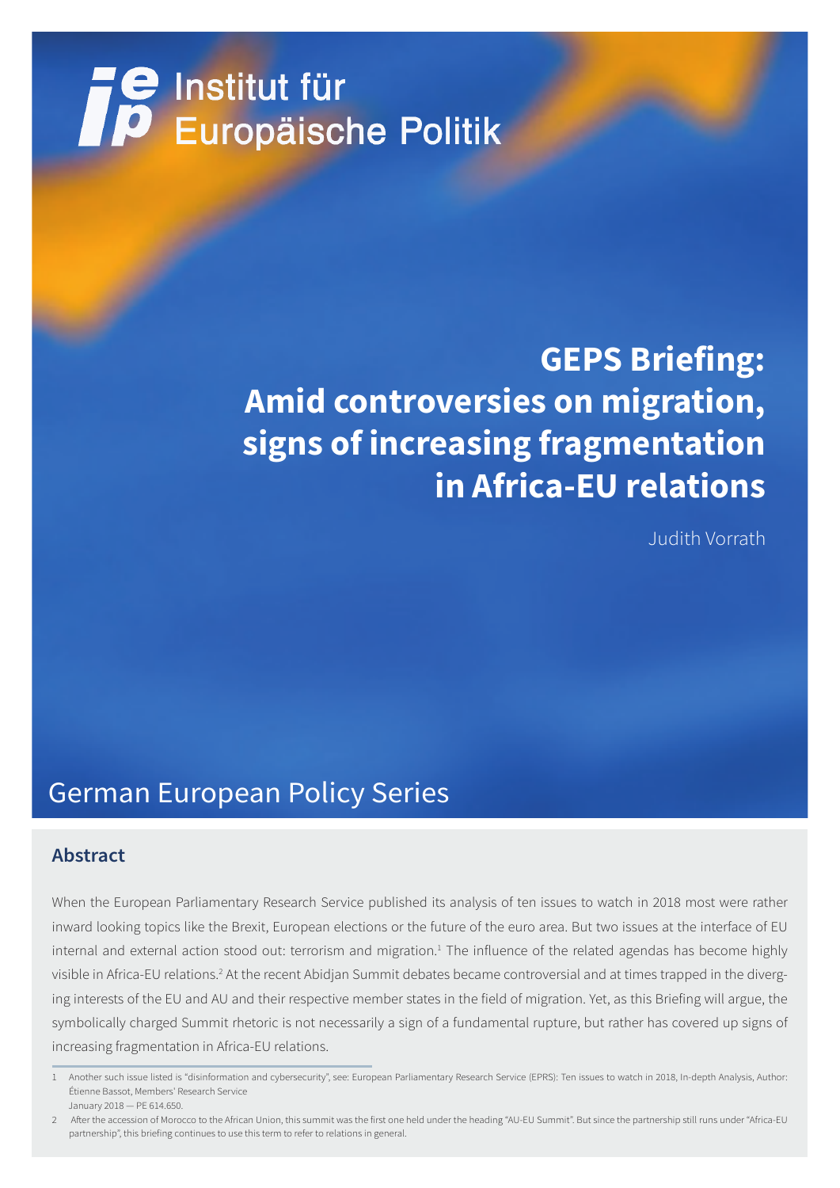Institut für Europäische Politik

# GEPS Briefing: Amid controversies on migration, signs of increasing fragmentation in Africa-EU relations

Judith Vorrath

German European Policy Series

## Abstract

When the European Parliamentary Research Service published its analysis of ten issues to watch in 2018 most were rather inward looking topics like the Brexit, European elections or the future of the euro area. But two issues at the interface of EU internal and external action stood out: terrorism and migration.[1] The influence of the related agendas has become highly visible in Africa-EU relations.[2] At the recent Abidjan Summit debates became controversial and at times trapped in the diverging interests of the EU and AU and their respective member states in the field of migration. Yet, as this Briefing will argue, the symbolically charged Summit rhetoric is not necessarily a sign of a fundamental rupture, but rather has covered up signs of increasing fragmentation in Africa-EU relations.

---

1 Another such issue listed is "disinformation and cybersecurity", see: European Parliamentary Research Service (EPRS): Ten issues to watch in 2018, In-depth Analysis, Author: Étienne Bassot, Members' Research Service January 2018 — PE 614.650.

2 After the accession of Morocco to the African Union, this summit was the first one held under the heading "AU-EU Summit". But since the partnership still runs under "Africa-EU partnership", this briefing continues to use this term to refer to relations in general.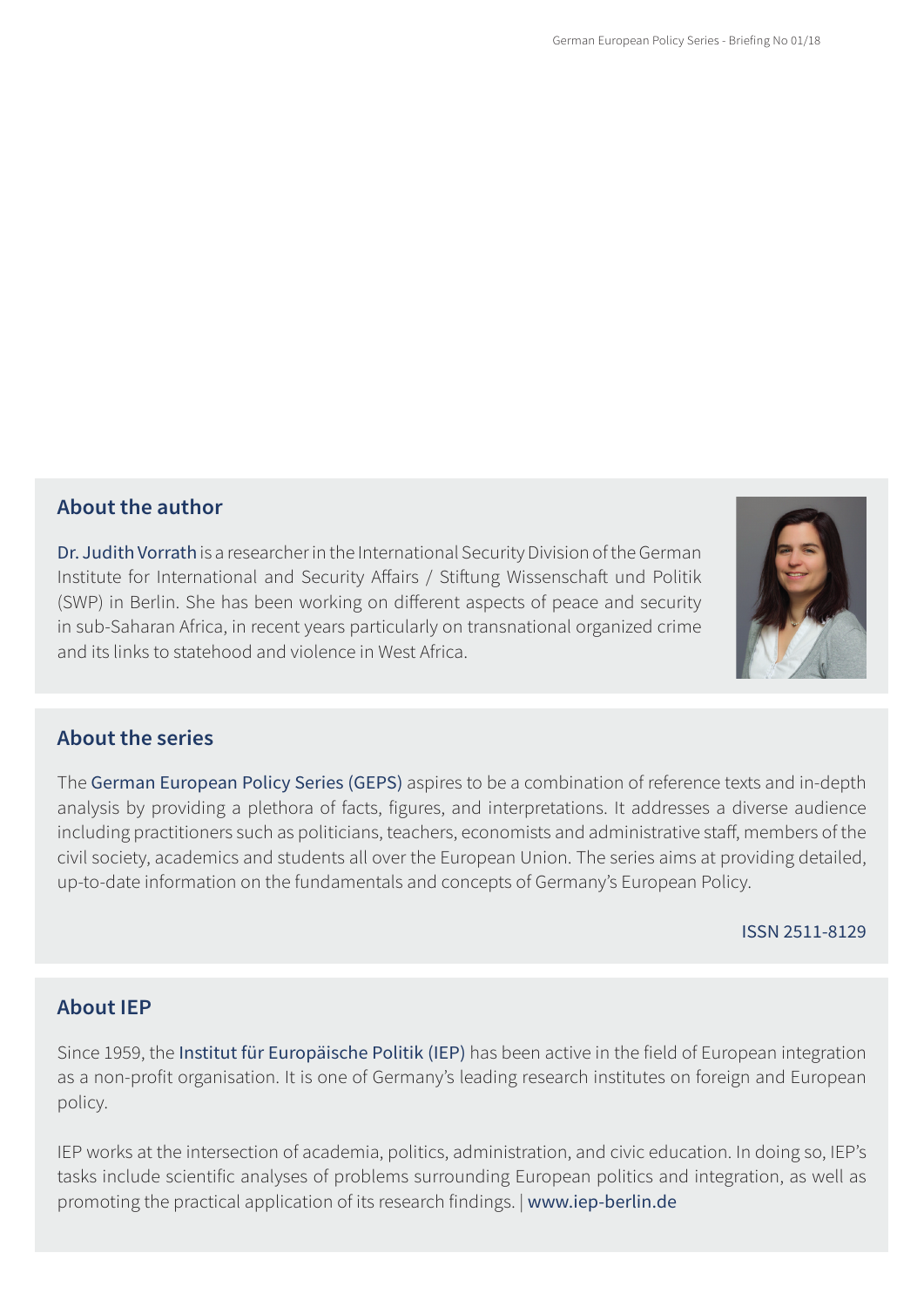## About the author

Dr. Judith Vorrath is a researcher in the International Security Division of the German Institute for International and Security Affairs / Stiftung Wissenschaft und Politik (SWP) in Berlin. She has been working on different aspects of peace and security in sub-Saharan Africa, in recent years particularly on transnational organized crime and its links to statehood and violence in West Africa.

## About the series

The German European Policy Series (GEPS) aspires to be a combination of reference texts and in-depth analysis by providing a plethora of facts, figures, and interpretations. It addresses a diverse audience including practitioners such as politicians, teachers, economists and administrative staff, members of the civil society, academics and students all over the European Union. The series aims at providing detailed, up-to-date information on the fundamentals and concepts of Germany's European Policy.

ISSN 2511-8129

## About IEP

Since 1959, the Institut für Europäische Politik (IEP) has been active in the field of European integration as a non-profit organisation. It is one of Germany's leading research institutes on foreign and European policy.

IEP works at the intersection of academia, politics, administration, and civic education. In doing so, IEP's tasks include scientific analyses of problems surrounding European politics and integration, as well as promoting the practical application of its research findings. | www.iep-berlin.de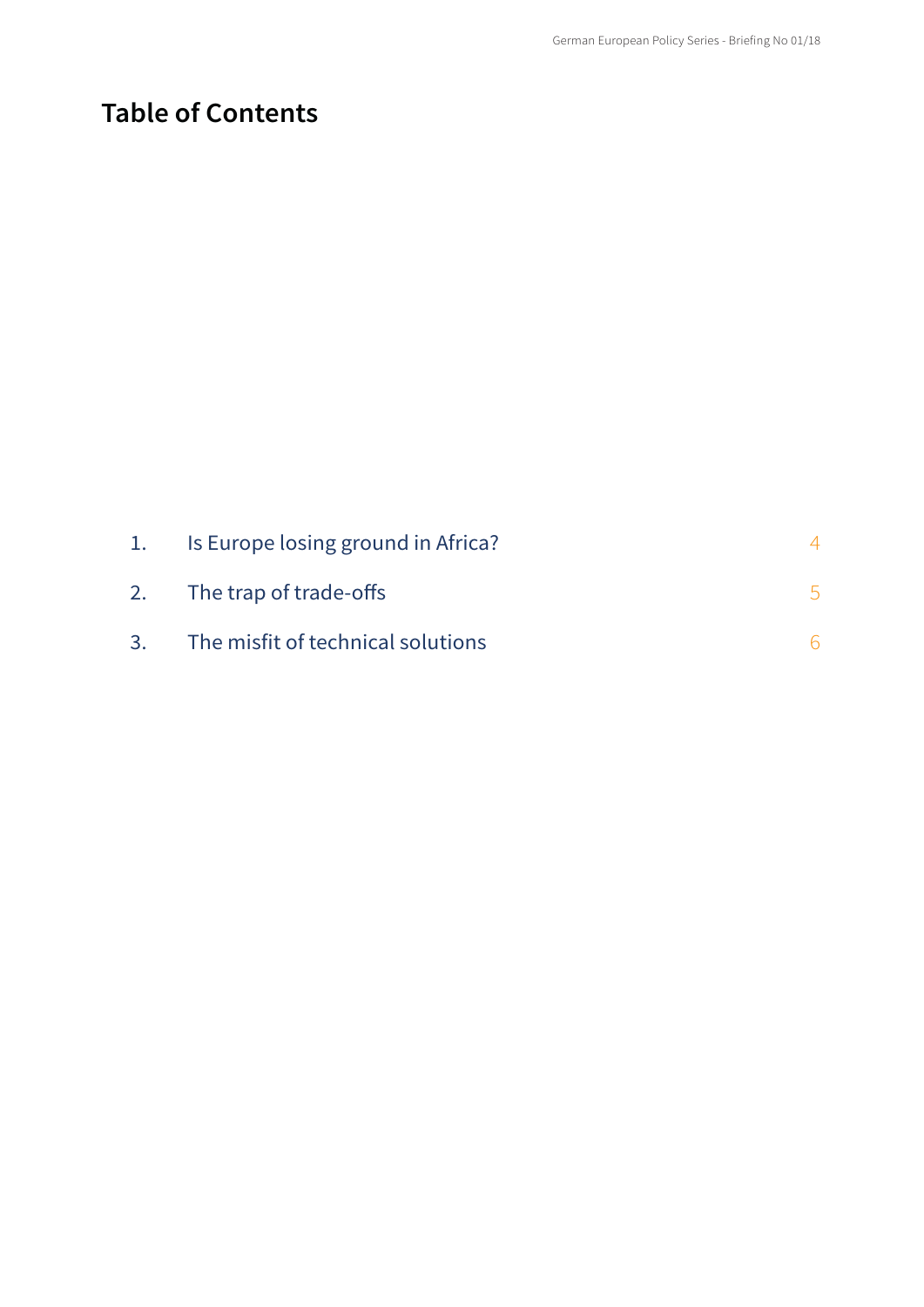# Table of Contents

| | | |
|---|---|---|
| 1. | Is Europe losing ground in Africa? | 4 |
| 2. | The trap of trade-offs | 5 |
| 3. | The misfit of technical solutions | 6 |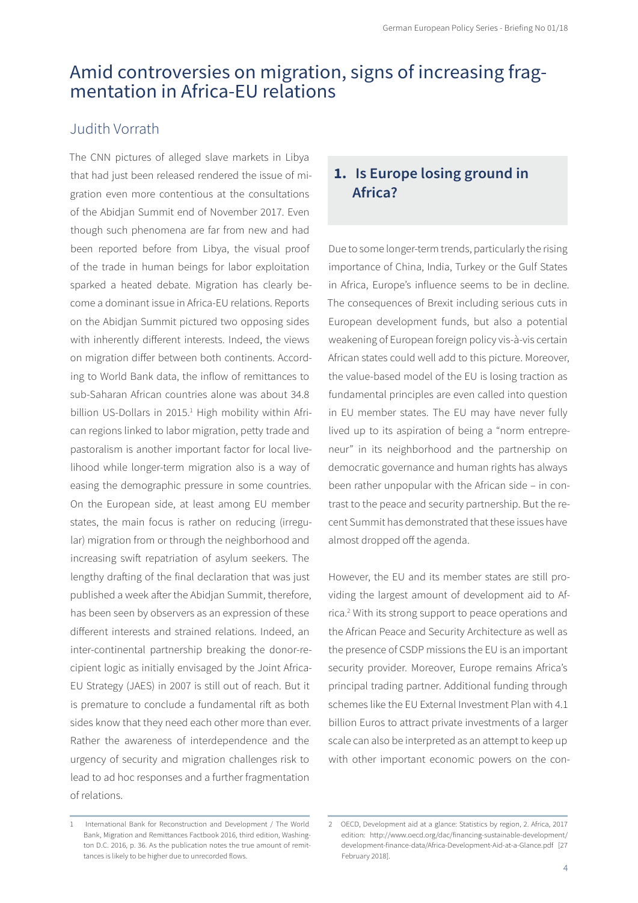# Amid controversies on migration, signs of increasing fragmentation in Africa-EU relations

## Judith Vorrath

The CNN pictures of alleged slave markets in Libya that had just been released rendered the issue of migration even more contentious at the consultations of the Abidjan Summit end of November 2017. Even though such phenomena are far from new and had been reported before from Libya, the visual proof of the trade in human beings for labor exploitation sparked a heated debate. Migration has clearly become a dominant issue in Africa-EU relations. Reports on the Abidjan Summit pictured two opposing sides with inherently different interests. Indeed, the views on migration differ between both continents. According to World Bank data, the inflow of remittances to sub-Saharan African countries alone was about 34.8 billion US-Dollars in 2015.[1] High mobility within African regions linked to labor migration, petty trade and pastoralism is another important factor for local livelihood while longer-term migration also is a way of easing the demographic pressure in some countries. On the European side, at least among EU member states, the main focus is rather on reducing (irregular) migration from or through the neighborhood and increasing swift repatriation of asylum seekers. The lengthy drafting of the final declaration that was just published a week after the Abidjan Summit, therefore, has been seen by observers as an expression of these different interests and strained relations. Indeed, an inter-continental partnership breaking the donor-recipient logic as initially envisaged by the Joint Africa-EU Strategy (JAES) in 2007 is still out of reach. But it is premature to conclude a fundamental rift as both sides know that they need each other more than ever. Rather the awareness of interdependence and the urgency of security and migration challenges risk to lead to ad hoc responses and a further fragmentation of relations.

## 1. Is Europe losing ground in Africa?

Due to some longer-term trends, particularly the rising importance of China, India, Turkey or the Gulf States in Africa, Europe's influence seems to be in decline. The consequences of Brexit including serious cuts in European development funds, but also a potential weakening of European foreign policy vis-à-vis certain African states could well add to this picture. Moreover, the value-based model of the EU is losing traction as fundamental principles are even called into question in EU member states. The EU may have never fully lived up to its aspiration of being a "norm entrepreneur" in its neighborhood and the partnership on democratic governance and human rights has always been rather unpopular with the African side – in contrast to the peace and security partnership. But the recent Summit has demonstrated that these issues have almost dropped off the agenda.

However, the EU and its member states are still providing the largest amount of development aid to Africa.[2] With its strong support to peace operations and the African Peace and Security Architecture as well as the presence of CSDP missions the EU is an important security provider. Moreover, Europe remains Africa's principal trading partner. Additional funding through schemes like the EU External Investment Plan with 4.1 billion Euros to attract private investments of a larger scale can also be interpreted as an attempt to keep up with other important economic powers on the con-

---

1 International Bank for Reconstruction and Development / The World Bank, Migration and Remittances Factbook 2016, third edition, Washington D.C. 2016, p. 36. As the publication notes the true amount of remittances is likely to be higher due to unrecorded flows.

2 OECD, Development aid at a glance: Statistics by region, 2. Africa, 2017 edition: http://www.oecd.org/dac/financing-sustainable-development/development-finance-data/Africa-Development-Aid-at-a-Glance.pdf [27 February 2018].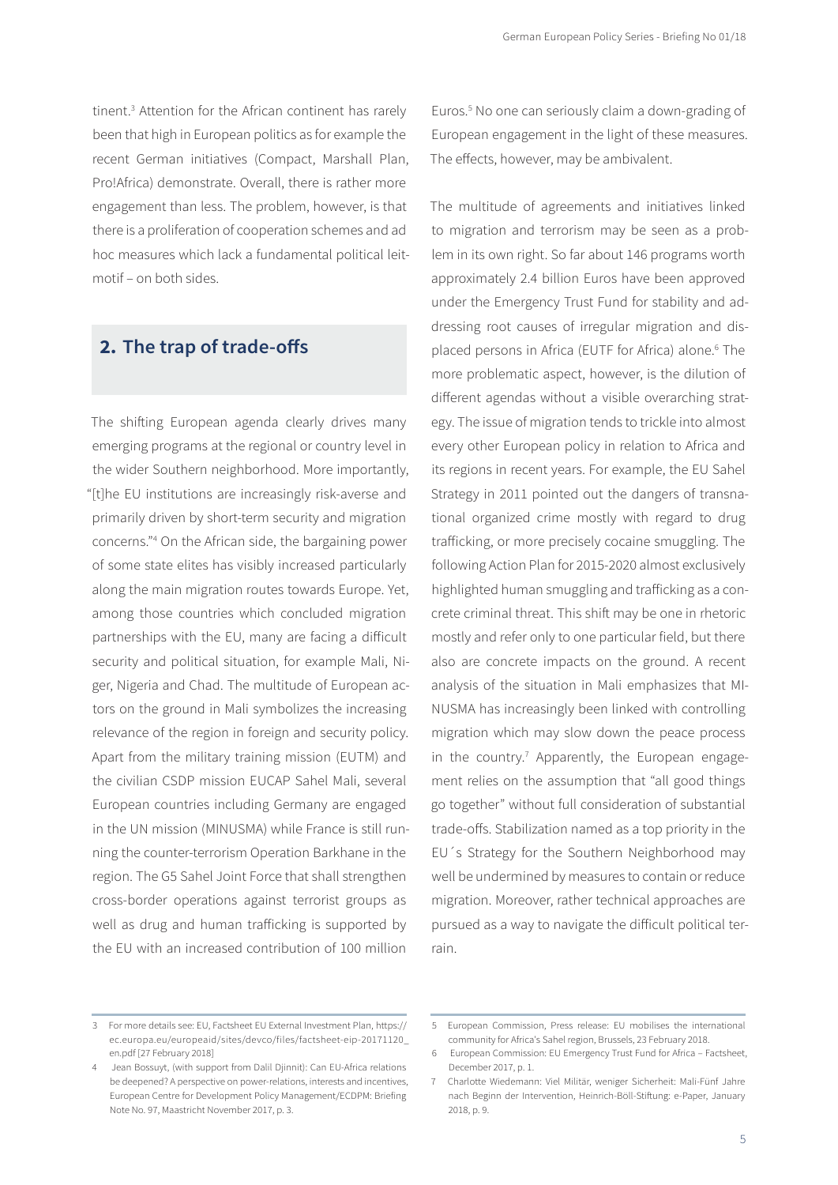tinent.[3] Attention for the African continent has rarely been that high in European politics as for example the recent German initiatives (Compact, Marshall Plan, Pro!Africa) demonstrate. Overall, there is rather more engagement than less. The problem, however, is that there is a proliferation of cooperation schemes and ad hoc measures which lack a fundamental political leitmotif – on both sides.

## 2. The trap of trade-offs

The shifting European agenda clearly drives many emerging programs at the regional or country level in the wider Southern neighborhood. More importantly, "[t]he EU institutions are increasingly risk-averse and primarily driven by short-term security and migration concerns."[4] On the African side, the bargaining power of some state elites has visibly increased particularly along the main migration routes towards Europe. Yet, among those countries which concluded migration partnerships with the EU, many are facing a difficult security and political situation, for example Mali, Niger, Nigeria and Chad. The multitude of European actors on the ground in Mali symbolizes the increasing relevance of the region in foreign and security policy. Apart from the military training mission (EUTM) and the civilian CSDP mission EUCAP Sahel Mali, several European countries including Germany are engaged in the UN mission (MINUSMA) while France is still running the counter-terrorism Operation Barkhane in the region. The G5 Sahel Joint Force that shall strengthen cross-border operations against terrorist groups as well as drug and human trafficking is supported by the EU with an increased contribution of 100 million Euros.[5] No one can seriously claim a down-grading of European engagement in the light of these measures. The effects, however, may be ambivalent.

The multitude of agreements and initiatives linked to migration and terrorism may be seen as a problem in its own right. So far about 146 programs worth approximately 2.4 billion Euros have been approved under the Emergency Trust Fund for stability and addressing root causes of irregular migration and displaced persons in Africa (EUTF for Africa) alone.[6] The more problematic aspect, however, is the dilution of different agendas without a visible overarching strategy. The issue of migration tends to trickle into almost every other European policy in relation to Africa and its regions in recent years. For example, the EU Sahel Strategy in 2011 pointed out the dangers of transnational organized crime mostly with regard to drug trafficking, or more precisely cocaine smuggling. The following Action Plan for 2015-2020 almost exclusively highlighted human smuggling and trafficking as a concrete criminal threat. This shift may be one in rhetoric mostly and refer only to one particular field, but there also are concrete impacts on the ground. A recent analysis of the situation in Mali emphasizes that MINUSMA has increasingly been linked with controlling migration which may slow down the peace process in the country.[7] Apparently, the European engagement relies on the assumption that "all good things go together" without full consideration of substantial trade-offs. Stabilization named as a top priority in the EU´s Strategy for the Southern Neighborhood may well be undermined by measures to contain or reduce migration. Moreover, rather technical approaches are pursued as a way to navigate the difficult political terrain.

---

3 For more details see: EU, Factsheet EU External Investment Plan, https://ec.europa.eu/europeaid/sites/devco/files/factsheet-eip-20171120_en.pdf [27 February 2018]

4 Jean Bossuyt, (with support from Dalil Djinnit): Can EU-Africa relations be deepened? A perspective on power-relations, interests and incentives, European Centre for Development Policy Management/ECDPM: Briefing Note No. 97, Maastricht November 2017, p. 3.

5 European Commission, Press release: EU mobilises the international community for Africa's Sahel region, Brussels, 23 February 2018.

6 European Commission: EU Emergency Trust Fund for Africa – Factsheet, December 2017, p. 1.

7 Charlotte Wiedemann: Viel Militär, weniger Sicherheit: Mali-Fünf Jahre nach Beginn der Intervention, Heinrich-Böll-Stiftung: e-Paper, January 2018, p. 9.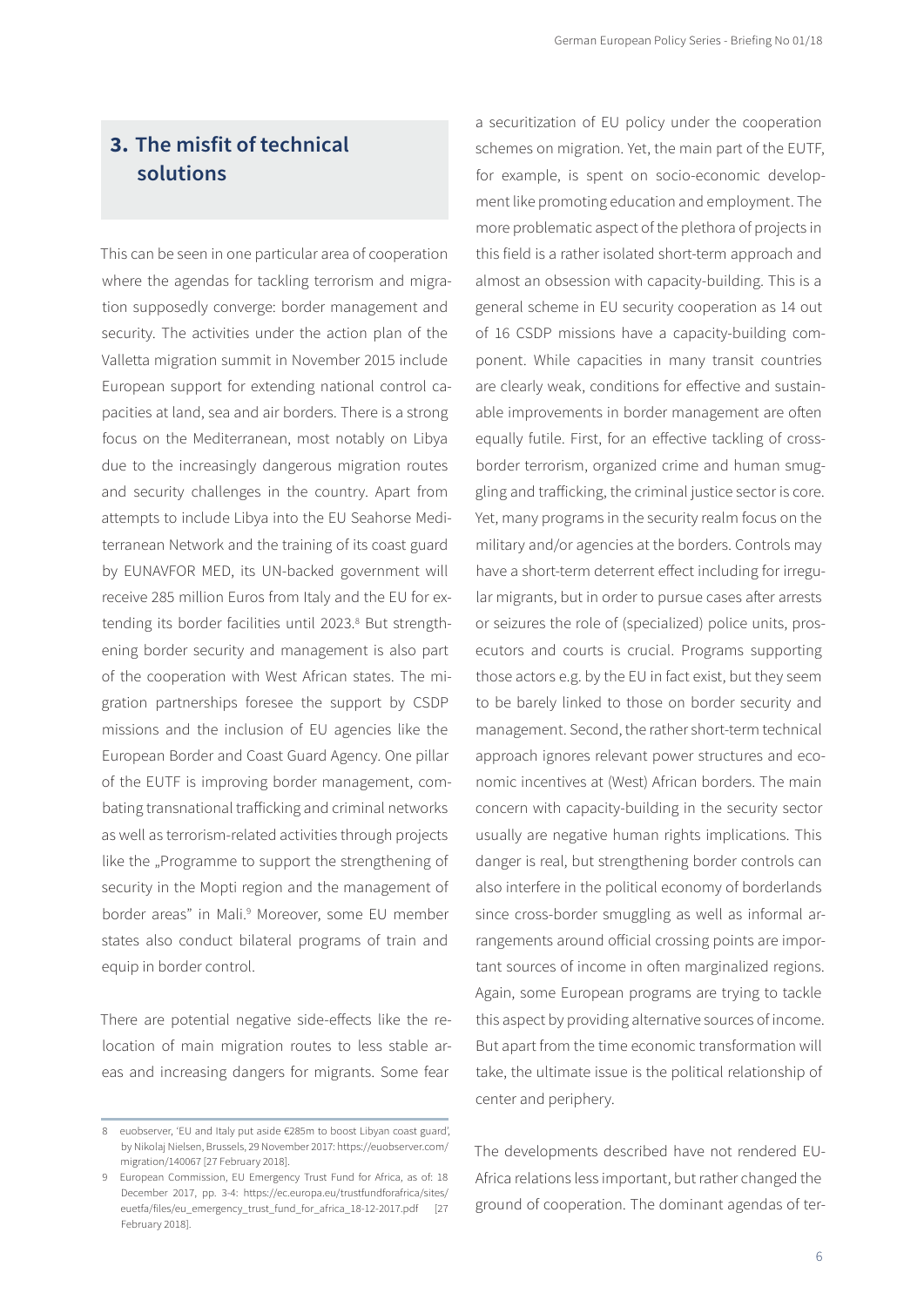## 3. The misfit of technical solutions

This can be seen in one particular area of cooperation where the agendas for tackling terrorism and migration supposedly converge: border management and security. The activities under the action plan of the Valletta migration summit in November 2015 include European support for extending national control capacities at land, sea and air borders. There is a strong focus on the Mediterranean, most notably on Libya due to the increasingly dangerous migration routes and security challenges in the country. Apart from attempts to include Libya into the EU Seahorse Mediterranean Network and the training of its coast guard by EUNAVFOR MED, its UN-backed government will receive 285 million Euros from Italy and the EU for extending its border facilities until 2023.[8] But strengthening border security and management is also part of the cooperation with West African states. The migration partnerships foresee the support by CSDP missions and the inclusion of EU agencies like the European Border and Coast Guard Agency. One pillar of the EUTF is improving border management, combating transnational trafficking and criminal networks as well as terrorism-related activities through projects like the „Programme to support the strengthening of security in the Mopti region and the management of border areas" in Mali.[9] Moreover, some EU member states also conduct bilateral programs of train and equip in border control.

There are potential negative side-effects like the relocation of main migration routes to less stable areas and increasing dangers for migrants. Some fear a securitization of EU policy under the cooperation schemes on migration. Yet, the main part of the EUTF, for example, is spent on socio-economic development like promoting education and employment. The more problematic aspect of the plethora of projects in this field is a rather isolated short-term approach and almost an obsession with capacity-building. This is a general scheme in EU security cooperation as 14 out of 16 CSDP missions have a capacity-building component. While capacities in many transit countries are clearly weak, conditions for effective and sustainable improvements in border management are often equally futile. First, for an effective tackling of cross-border terrorism, organized crime and human smuggling and trafficking, the criminal justice sector is core. Yet, many programs in the security realm focus on the military and/or agencies at the borders. Controls may have a short-term deterrent effect including for irregular migrants, but in order to pursue cases after arrests or seizures the role of (specialized) police units, prosecutors and courts is crucial. Programs supporting those actors e.g. by the EU in fact exist, but they seem to be barely linked to those on border security and management. Second, the rather short-term technical approach ignores relevant power structures and economic incentives at (West) African borders. The main concern with capacity-building in the security sector usually are negative human rights implications. This danger is real, but strengthening border controls can also interfere in the political economy of borderlands since cross-border smuggling as well as informal arrangements around official crossing points are important sources of income in often marginalized regions. Again, some European programs are trying to tackle this aspect by providing alternative sources of income. But apart from the time economic transformation will take, the ultimate issue is the political relationship of center and periphery.

The developments described have not rendered EU-Africa relations less important, but rather changed the ground of cooperation. The dominant agendas of ter-

---

8 euobserver, 'EU and Italy put aside €285m to boost Libyan coast guard', by Nikolaj Nielsen, Brussels, 29 November 2017: https://euobserver.com/migration/140067 [27 February 2018].

9 European Commission, EU Emergency Trust Fund for Africa, as of: 18 December 2017, pp. 3-4: https://ec.europa.eu/trustfundforafrica/sites/euetfa/files/eu_emergency_trust_fund_for_africa_18-12-2017.pdf [27 February 2018].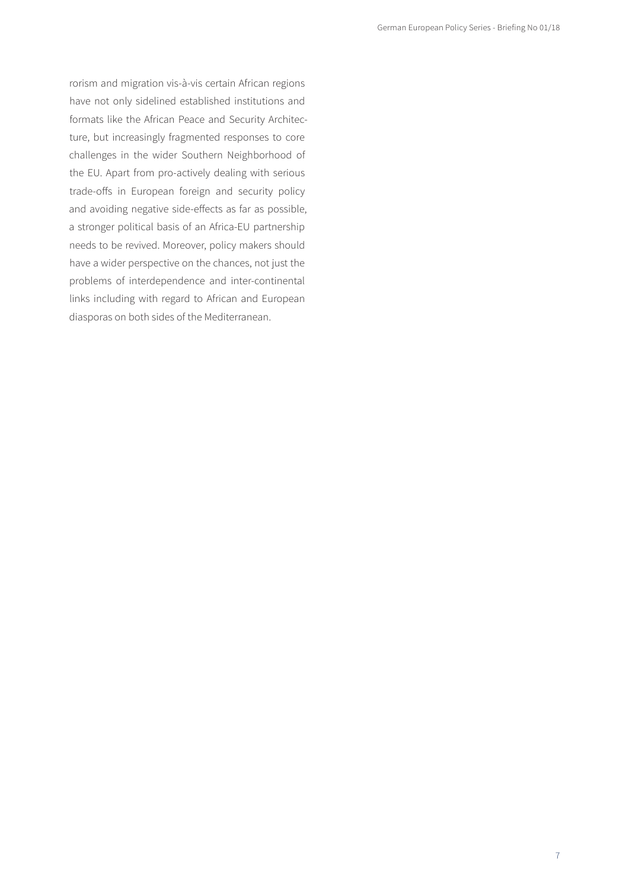rorism and migration vis-à-vis certain African regions have not only sidelined established institutions and formats like the African Peace and Security Architecture, but increasingly fragmented responses to core challenges in the wider Southern Neighborhood of the EU. Apart from pro-actively dealing with serious trade-offs in European foreign and security policy and avoiding negative side-effects as far as possible, a stronger political basis of an Africa-EU partnership needs to be revived. Moreover, policy makers should have a wider perspective on the chances, not just the problems of interdependence and inter-continental links including with regard to African and European diasporas on both sides of the Mediterranean.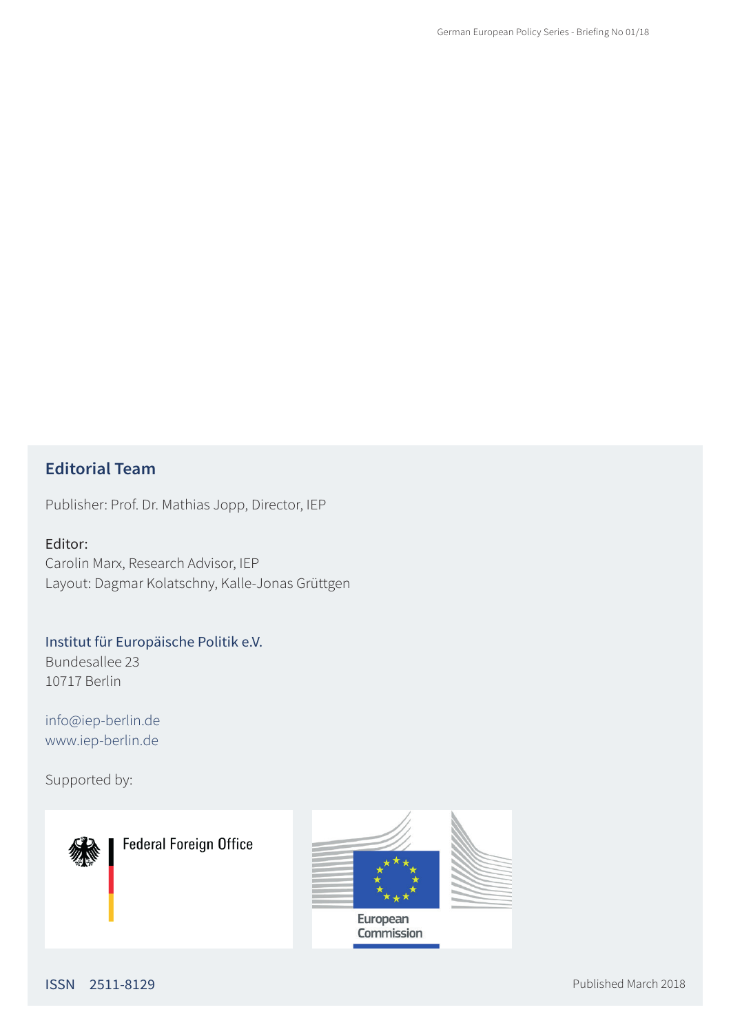## Editorial Team

Publisher: Prof. Dr. Mathias Jopp, Director, IEP

Editor:
Carolin Marx, Research Advisor, IEP
Layout: Dagmar Kolatschny, Kalle-Jonas Grüttgen

Institut für Europäische Politik e.V.
Bundesallee 23
10717 Berlin

info@iep-berlin.de
www.iep-berlin.de

Supported by:

Federal Foreign Office

European Commission

ISSN 2511-8129

Published March 2018